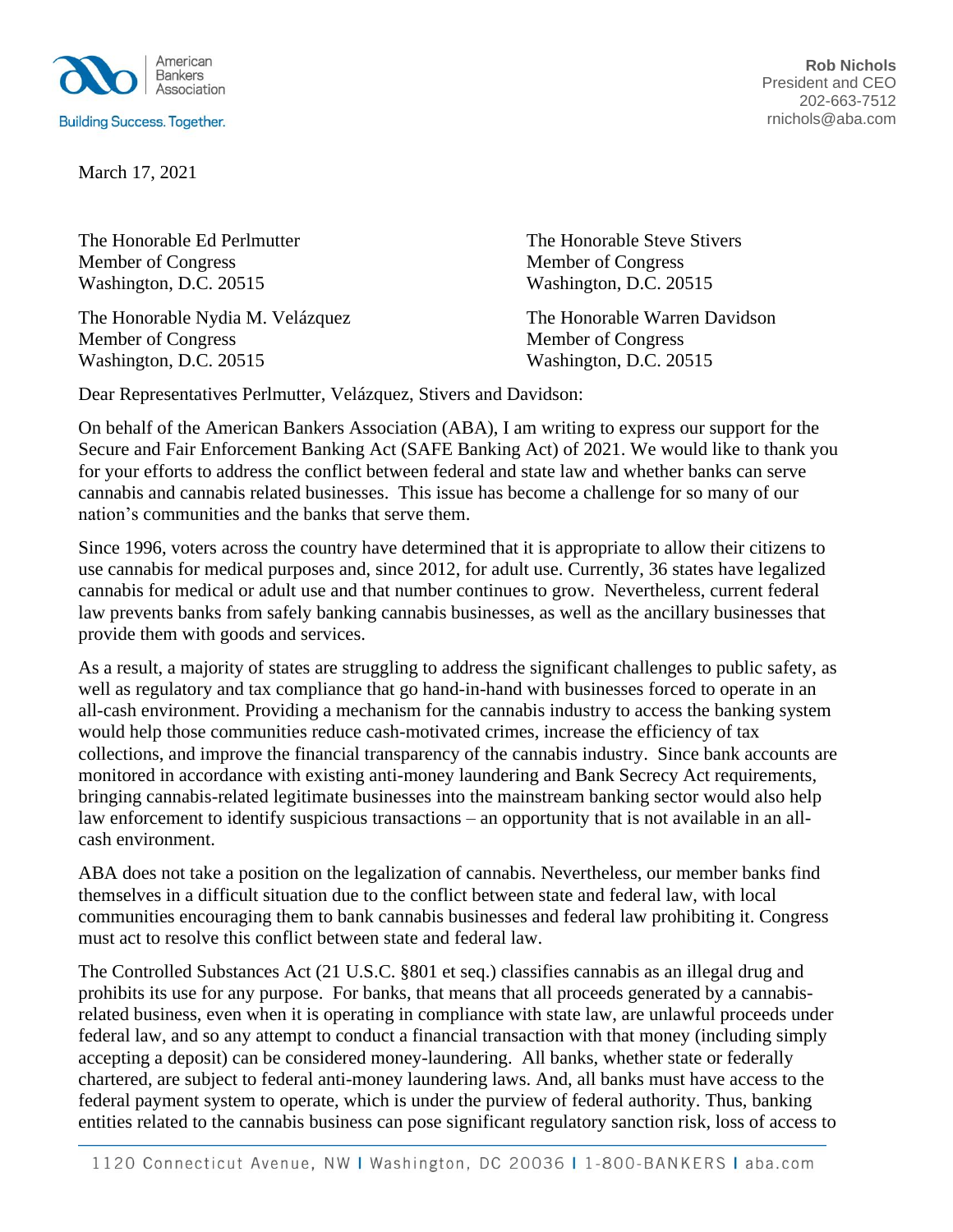American Bankers Association

Building Success. Together.

**Rob Nichols**
President and CEO
202-663-7512
rnichols@aba.com

March 17, 2021

The Honorable Ed Perlmutter
Member of Congress
Washington, D.C. 20515

The Honorable Steve Stivers
Member of Congress
Washington, D.C. 20515

The Honorable Nydia M. Velázquez
Member of Congress
Washington, D.C. 20515

The Honorable Warren Davidson
Member of Congress
Washington, D.C. 20515

Dear Representatives Perlmutter, Velázquez, Stivers and Davidson:

On behalf of the American Bankers Association (ABA), I am writing to express our support for the Secure and Fair Enforcement Banking Act (SAFE Banking Act) of 2021. We would like to thank you for your efforts to address the conflict between federal and state law and whether banks can serve cannabis and cannabis related businesses. This issue has become a challenge for so many of our nation's communities and the banks that serve them.

Since 1996, voters across the country have determined that it is appropriate to allow their citizens to use cannabis for medical purposes and, since 2012, for adult use. Currently, 36 states have legalized cannabis for medical or adult use and that number continues to grow. Nevertheless, current federal law prevents banks from safely banking cannabis businesses, as well as the ancillary businesses that provide them with goods and services.

As a result, a majority of states are struggling to address the significant challenges to public safety, as well as regulatory and tax compliance that go hand-in-hand with businesses forced to operate in an all-cash environment. Providing a mechanism for the cannabis industry to access the banking system would help those communities reduce cash-motivated crimes, increase the efficiency of tax collections, and improve the financial transparency of the cannabis industry. Since bank accounts are monitored in accordance with existing anti-money laundering and Bank Secrecy Act requirements, bringing cannabis-related legitimate businesses into the mainstream banking sector would also help law enforcement to identify suspicious transactions – an opportunity that is not available in an all-cash environment.

ABA does not take a position on the legalization of cannabis. Nevertheless, our member banks find themselves in a difficult situation due to the conflict between state and federal law, with local communities encouraging them to bank cannabis businesses and federal law prohibiting it. Congress must act to resolve this conflict between state and federal law.

The Controlled Substances Act (21 U.S.C. §801 et seq.) classifies cannabis as an illegal drug and prohibits its use for any purpose. For banks, that means that all proceeds generated by a cannabis-related business, even when it is operating in compliance with state law, are unlawful proceeds under federal law, and so any attempt to conduct a financial transaction with that money (including simply accepting a deposit) can be considered money-laundering. All banks, whether state or federally chartered, are subject to federal anti-money laundering laws. And, all banks must have access to the federal payment system to operate, which is under the purview of federal authority. Thus, banking entities related to the cannabis business can pose significant regulatory sanction risk, loss of access to

1120 Connecticut Avenue, NW | Washington, DC 20036 | 1-800-BANKERS | aba.com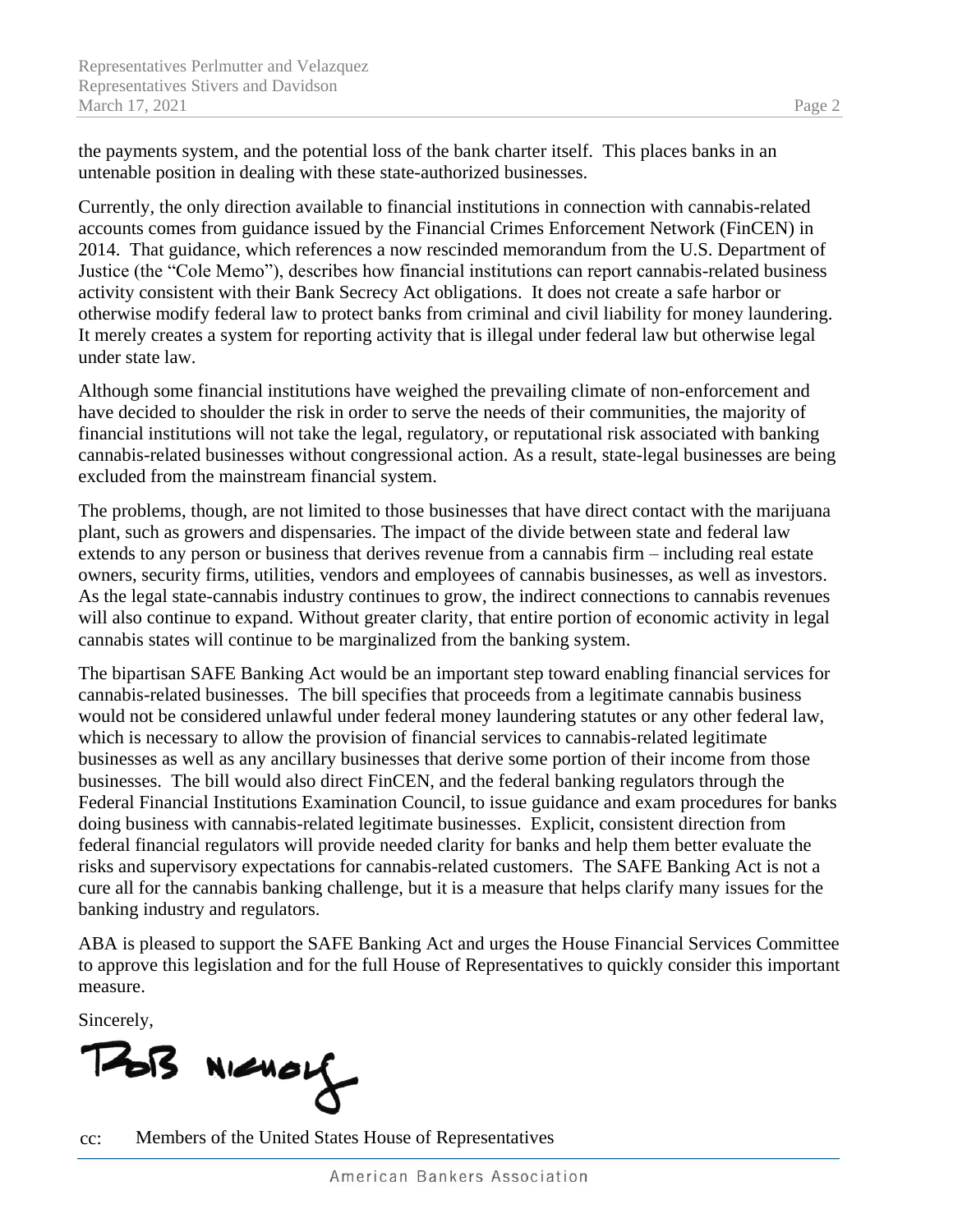the payments system, and the potential loss of the bank charter itself. This places banks in an untenable position in dealing with these state-authorized businesses.

Currently, the only direction available to financial institutions in connection with cannabis-related accounts comes from guidance issued by the Financial Crimes Enforcement Network (FinCEN) in 2014. That guidance, which references a now rescinded memorandum from the U.S. Department of Justice (the "Cole Memo"), describes how financial institutions can report cannabis-related business activity consistent with their Bank Secrecy Act obligations. It does not create a safe harbor or otherwise modify federal law to protect banks from criminal and civil liability for money laundering. It merely creates a system for reporting activity that is illegal under federal law but otherwise legal under state law.

Although some financial institutions have weighed the prevailing climate of non-enforcement and have decided to shoulder the risk in order to serve the needs of their communities, the majority of financial institutions will not take the legal, regulatory, or reputational risk associated with banking cannabis-related businesses without congressional action. As a result, state-legal businesses are being excluded from the mainstream financial system.

The problems, though, are not limited to those businesses that have direct contact with the marijuana plant, such as growers and dispensaries. The impact of the divide between state and federal law extends to any person or business that derives revenue from a cannabis firm – including real estate owners, security firms, utilities, vendors and employees of cannabis businesses, as well as investors. As the legal state-cannabis industry continues to grow, the indirect connections to cannabis revenues will also continue to expand. Without greater clarity, that entire portion of economic activity in legal cannabis states will continue to be marginalized from the banking system.

The bipartisan SAFE Banking Act would be an important step toward enabling financial services for cannabis-related businesses. The bill specifies that proceeds from a legitimate cannabis business would not be considered unlawful under federal money laundering statutes or any other federal law, which is necessary to allow the provision of financial services to cannabis-related legitimate businesses as well as any ancillary businesses that derive some portion of their income from those businesses. The bill would also direct FinCEN, and the federal banking regulators through the Federal Financial Institutions Examination Council, to issue guidance and exam procedures for banks doing business with cannabis-related legitimate businesses. Explicit, consistent direction from federal financial regulators will provide needed clarity for banks and help them better evaluate the risks and supervisory expectations for cannabis-related customers. The SAFE Banking Act is not a cure all for the cannabis banking challenge, but it is a measure that helps clarify many issues for the banking industry and regulators.

ABA is pleased to support the SAFE Banking Act and urges the House Financial Services Committee to approve this legislation and for the full House of Representatives to quickly consider this important measure.

Sincerely,

Bob Nichols

cc: Members of the United States House of Representatives